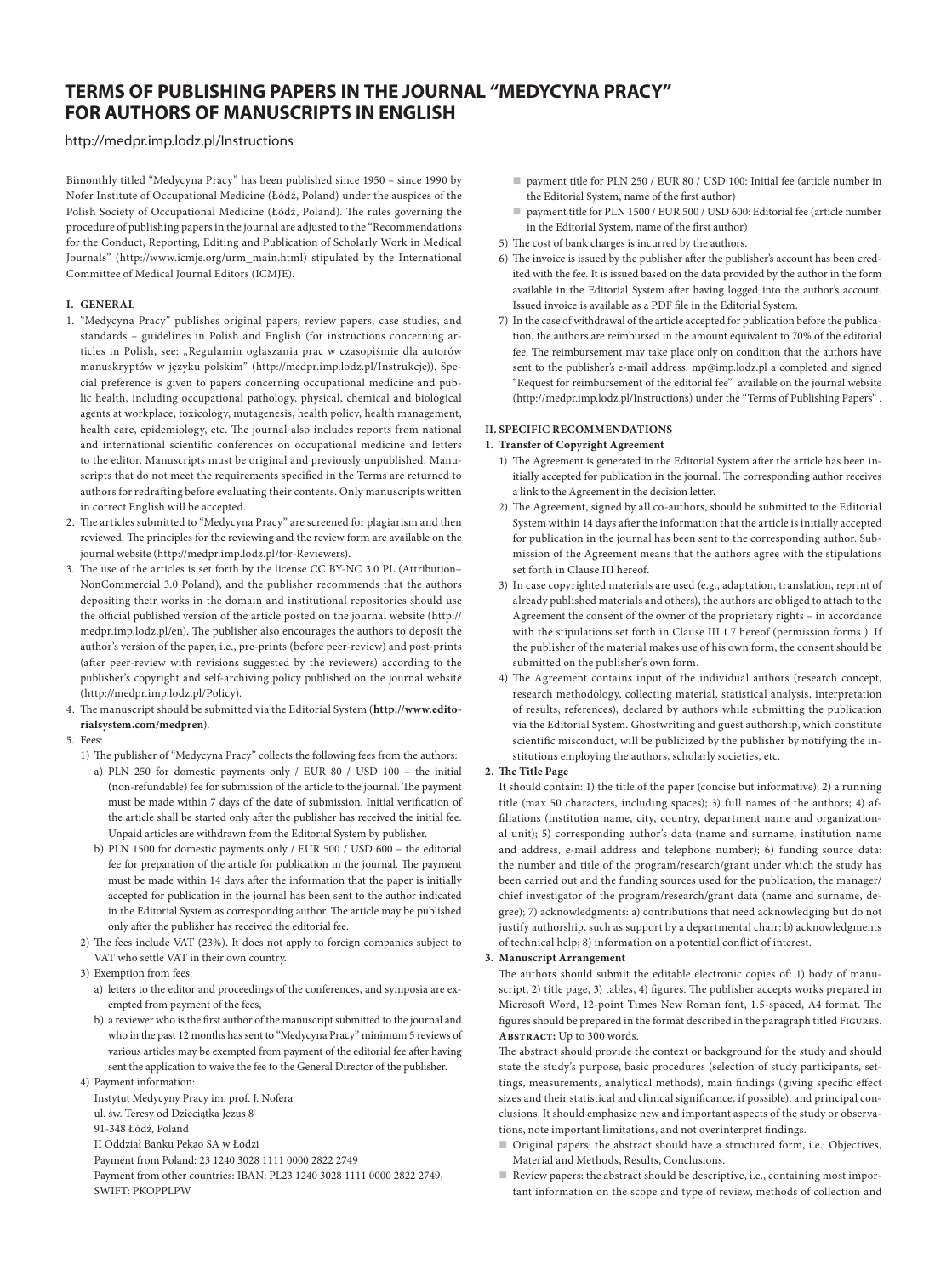# TERMS OF PUBLISHING PAPERS IN THE JOURNAL "MEDYCYNA PRACY" FOR AUTHORS OF MANUSCRIPTS IN ENGLISH

http://medpr.imp.lodz.pl/Instructions

Bimonthly titled "Medycyna Pracy" has been published since 1950 – since 1990 by Nofer Institute of Occupational Medicine (Łódź, Poland) under the auspices of the Polish Society of Occupational Medicine (Łódź, Poland). The rules governing the procedure of publishing papers in the journal are adjusted to the "Recommendations for the Conduct, Reporting, Editing and Publication of Scholarly Work in Medical Journals" (http://www.icmje.org/urm_main.html) stipulated by the International Committee of Medical Journal Editors (ICMJE).

## I. GENERAL

1. "Medycyna Pracy" publishes original papers, review papers, case studies, and standards – guidelines in Polish and English (for instructions concerning articles in Polish, see: „Regulamin ogłaszania prac w czasopiśmie dla autorów manuskryptów w języku polskim" (http://medpr.imp.lodz.pl/Instrukcje)). Special preference is given to papers concerning occupational medicine and public health, including occupational pathology, physical, chemical and biological agents at workplace, toxicology, mutagenesis, health policy, health management, health care, epidemiology, etc. The journal also includes reports from national and international scientific conferences on occupational medicine and letters to the editor. Manuscripts must be original and previously unpublished. Manuscripts that do not meet the requirements specified in the Terms are returned to authors for redrafting before evaluating their contents. Only manuscripts written in correct English will be accepted.
2. The articles submitted to "Medycyna Pracy" are screened for plagiarism and then reviewed. The principles for the reviewing and the review form are available on the journal website (http://medpr.imp.lodz.pl/for-Reviewers).
3. The use of the articles is set forth by the license CC BY-NC 3.0 PL (Attribution–NonCommercial 3.0 Poland), and the publisher recommends that the authors depositing their works in the domain and institutional repositories should use the official published version of the article posted on the journal website (http://medpr.imp.lodz.pl/en). The publisher also encourages the authors to deposit the author's version of the paper, i.e., pre-prints (before peer-review) and post-prints (after peer-review with revisions suggested by the reviewers) according to the publisher's copyright and self-archiving policy published on the journal website (http://medpr.imp.lodz.pl/Policy).
4. The manuscript should be submitted via the Editorial System (**http://www.editorialsystem.com/medpren**).
5. Fees:
   1) The publisher of "Medycyna Pracy" collects the following fees from the authors:
      a) PLN 250 for domestic payments only / EUR 80 / USD 100 – the initial (non-refundable) fee for submission of the article to the journal. The payment must be made within 7 days of the date of submission. Initial verification of the article shall be started only after the publisher has received the initial fee. Unpaid articles are withdrawn from the Editorial System by publisher.
      b) PLN 1500 for domestic payments only / EUR 500 / USD 600 – the editorial fee for preparation of the article for publication in the journal. The payment must be made within 14 days after the information that the paper is initially accepted for publication in the journal has been sent to the author indicated in the Editorial System as corresponding author. The article may be published only after the publisher has received the editorial fee.
   2) The fees include VAT (23%). It does not apply to foreign companies subject to VAT who settle VAT in their own country.
   3) Exemption from fees:
      a) letters to the editor and proceedings of the conferences, and symposia are exempted from payment of the fees,
      b) a reviewer who is the first author of the manuscript submitted to the journal and who in the past 12 months has sent to "Medycyna Pracy" minimum 5 reviews of various articles may be exempted from payment of the editorial fee after having sent the application to waive the fee to the General Director of the publisher.
   4) Payment information:
      Instytut Medycyny Pracy im. prof. J. Nofera
      ul. św. Teresy od Dzieciątka Jezus 8
      91-348 Łódź, Poland
      II Oddział Banku Pekao SA w Łodzi
      Payment from Poland: 23 1240 3028 1111 0000 2822 2749
      Payment from other countries: IBAN: PL23 1240 3028 1111 0000 2822 2749, SWIFT: PKOPPLPW
      - payment title for PLN 250 / EUR 80 / USD 100: Initial fee (article number in the Editorial System, name of the first author)
      - payment title for PLN 1500 / EUR 500 / USD 600: Editorial fee (article number in the Editorial System, name of the first author)
   5) The cost of bank charges is incurred by the authors.
   6) The invoice is issued by the publisher after the publisher's account has been credited with the fee. It is issued based on the data provided by the author in the form available in the Editorial System after having logged into the author's account. Issued invoice is available as a PDF file in the Editorial System.
   7) In the case of withdrawal of the article accepted for publication before the publication, the authors are reimbursed in the amount equivalent to 70% of the editorial fee. The reimbursement may take place only on condition that the authors have sent to the publisher's e-mail address: mp@imp.lodz.pl a completed and signed "Request for reimbursement of the editorial fee" available on the journal website (http://medpr.imp.lodz.pl/Instructions) under the "Terms of Publishing Papers" .

## II. SPECIFIC RECOMMENDATIONS

### 1. Transfer of Copyright Agreement

1) The Agreement is generated in the Editorial System after the article has been initially accepted for publication in the journal. The corresponding author receives a link to the Agreement in the decision letter.
2) The Agreement, signed by all co-authors, should be submitted to the Editorial System within 14 days after the information that the article is initially accepted for publication in the journal has been sent to the corresponding author. Submission of the Agreement means that the authors agree with the stipulations set forth in Clause III hereof.
3) In case copyrighted materials are used (e.g., adaptation, translation, reprint of already published materials and others), the authors are obliged to attach to the Agreement the consent of the owner of the proprietary rights – in accordance with the stipulations set forth in Clause III.1.7 hereof (permission forms ). If the publisher of the material makes use of his own form, the consent should be submitted on the publisher's own form.
4) The Agreement contains input of the individual authors (research concept, research methodology, collecting material, statistical analysis, interpretation of results, references), declared by authors while submitting the publication via the Editorial System. Ghostwriting and guest authorship, which constitute scientific misconduct, will be publicized by the publisher by notifying the institutions employing the authors, scholarly societies, etc.

### 2. The Title Page

It should contain: 1) the title of the paper (concise but informative); 2) a running title (max 50 characters, including spaces); 3) full names of the authors; 4) affiliations (institution name, city, country, department name and organizational unit); 5) corresponding author's data (name and surname, institution name and address, e-mail address and telephone number); 6) funding source data: the number and title of the program/research/grant under which the study has been carried out and the funding sources used for the publication, the manager/chief investigator of the program/research/grant data (name and surname, degree); 7) acknowledgments: a) contributions that need acknowledging but do not justify authorship, such as support by a departmental chair; b) acknowledgments of technical help; 8) information on a potential conflict of interest.

### 3. Manuscript Arrangement

The authors should submit the editable electronic copies of: 1) body of manuscript, 2) title page, 3) tables, 4) figures. The publisher accepts works prepared in Microsoft Word, 12-point Times New Roman font, 1.5-spaced, A4 format. The figures should be prepared in the format described in the paragraph titled Figures.

**Abstract:** Up to 300 words.

The abstract should provide the context or background for the study and should state the study's purpose, basic procedures (selection of study participants, settings, measurements, analytical methods), main findings (giving specific effect sizes and their statistical and clinical significance, if possible), and principal conclusions. It should emphasize new and important aspects of the study or observations, note important limitations, and not overinterpret findings.

- Original papers: the abstract should have a structured form, i.e.: Objectives, Material and Methods, Results, Conclusions.
- Review papers: the abstract should be descriptive, i.e., containing most important information on the scope and type of review, methods of collection and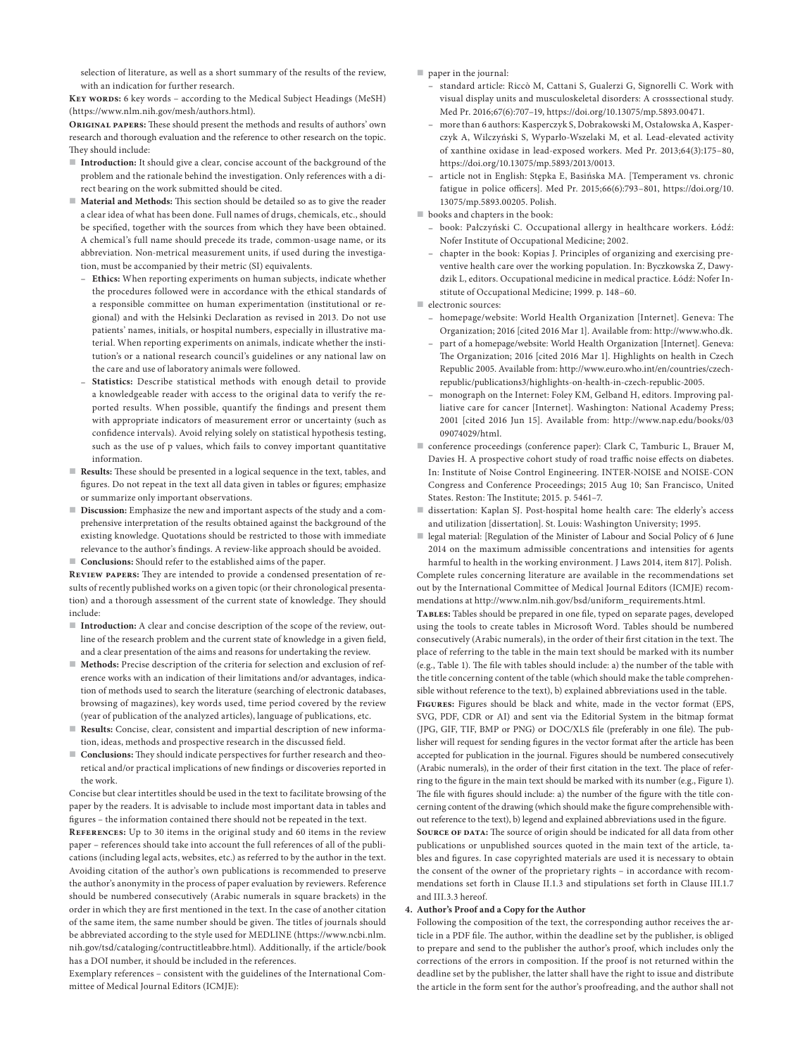selection of literature, as well as a short summary of the results of the review, with an indication for further research.

**Key words:** 6 key words – according to the Medical Subject Headings (MeSH) (https://www.nlm.nih.gov/mesh/authors.html).

**Original papers:** These should present the methods and results of authors' own research and thorough evaluation and the reference to other research on the topic. They should include:

- **Introduction:** It should give a clear, concise account of the background of the problem and the rationale behind the investigation. Only references with a direct bearing on the work submitted should be cited.
- **Material and Methods:** This section should be detailed so as to give the reader a clear idea of what has been done. Full names of drugs, chemicals, etc., should be specified, together with the sources from which they have been obtained. A chemical's full name should precede its trade, common-usage name, or its abbreviation. Non-metrical measurement units, if used during the investigation, must be accompanied by their metric (SI) equivalents.
  - **Ethics:** When reporting experiments on human subjects, indicate whether the procedures followed were in accordance with the ethical standards of a responsible committee on human experimentation (institutional or regional) and with the Helsinki Declaration as revised in 2013. Do not use patients' names, initials, or hospital numbers, especially in illustrative material. When reporting experiments on animals, indicate whether the institution's or a national research council's guidelines or any national law on the care and use of laboratory animals were followed.
  - **Statistics:** Describe statistical methods with enough detail to provide a knowledgeable reader with access to the original data to verify the reported results. When possible, quantify the findings and present them with appropriate indicators of measurement error or uncertainty (such as confidence intervals). Avoid relying solely on statistical hypothesis testing, such as the use of p values, which fails to convey important quantitative information.
- **Results:** These should be presented in a logical sequence in the text, tables, and figures. Do not repeat in the text all data given in tables or figures; emphasize or summarize only important observations.
- **Discussion:** Emphasize the new and important aspects of the study and a comprehensive interpretation of the results obtained against the background of the existing knowledge. Quotations should be restricted to those with immediate relevance to the author's findings. A review-like approach should be avoided.
- **Conclusions:** Should refer to the established aims of the paper.

**Review papers:** They are intended to provide a condensed presentation of results of recently published works on a given topic (or their chronological presentation) and a thorough assessment of the current state of knowledge. They should include:

- **Introduction:** A clear and concise description of the scope of the review, outline of the research problem and the current state of knowledge in a given field, and a clear presentation of the aims and reasons for undertaking the review.
- **Methods:** Precise description of the criteria for selection and exclusion of reference works with an indication of their limitations and/or advantages, indication of methods used to search the literature (searching of electronic databases, browsing of magazines), key words used, time period covered by the review (year of publication of the analyzed articles), language of publications, etc.
- **Results:** Concise, clear, consistent and impartial description of new information, ideas, methods and prospective research in the discussed field.
- **Conclusions:** They should indicate perspectives for further research and theoretical and/or practical implications of new findings or discoveries reported in the work.

Concise but clear intertitles should be used in the text to facilitate browsing of the paper by the readers. It is advisable to include most important data in tables and figures – the information contained there should not be repeated in the text.

**References:** Up to 30 items in the original study and 60 items in the review paper – references should take into account the full references of all of the publications (including legal acts, websites, etc.) as referred to by the author in the text. Avoiding citation of the author's own publications is recommended to preserve the author's anonymity in the process of paper evaluation by reviewers. Reference should be numbered consecutively (Arabic numerals in square brackets) in the order in which they are first mentioned in the text. In the case of another citation of the same item, the same number should be given. The titles of journals should be abbreviated according to the style used for MEDLINE (https://www.ncbi.nlm.nih.gov/tsd/cataloging/contructitleabbre.html). Additionally, if the article/book has a DOI number, it should be included in the references.

Exemplary references – consistent with the guidelines of the International Committee of Medical Journal Editors (ICMJE):

- paper in the journal:
  - standard article: Riccò M, Cattani S, Gualerzi G, Signorelli C. Work with visual display units and musculoskeletal disorders: A crosssectional study. Med Pr. 2016;67(6):707–19, https://doi.org/10.13075/mp.5893.00471.
  - more than 6 authors: Kasperczyk S, Dobrakowski M, Ostałowska A, Kasperczyk A, Wilczyński S, Wyparło-Wszelaki M, et al. Lead-elevated activity of xanthine oxidase in lead-exposed workers. Med Pr. 2013;64(3):175–80, https://doi.org/10.13075/mp.5893/2013/0013.
  - article not in English: Stępka E, Basińska MA. [Temperament vs. chronic fatigue in police officers]. Med Pr. 2015;66(6):793–801, https://doi.org/10.13075/mp.5893.00205. Polish.
- books and chapters in the book:
  - book: Pałczyński C. Occupational allergy in healthcare workers. Łódź: Nofer Institute of Occupational Medicine; 2002.
  - chapter in the book: Kopias J. Principles of organizing and exercising preventive health care over the working population. In: Byczkowska Z, Dawydzik L, editors. Occupational medicine in medical practice. Łódź: Nofer Institute of Occupational Medicine; 1999. p. 148–60.
- electronic sources:
  - homepage/website: World Health Organization [Internet]. Geneva: The Organization; 2016 [cited 2016 Mar 1]. Available from: http://www.who.dk.
  - part of a homepage/website: World Health Organization [Internet]. Geneva: The Organization; 2016 [cited 2016 Mar 1]. Highlights on health in Czech Republic 2005. Available from: http://www.euro.who.int/en/countries/czech-republic/publications3/highlights-on-health-in-czech-republic-2005.
  - monograph on the Internet: Foley KM, Gelband H, editors. Improving palliative care for cancer [Internet]. Washington: National Academy Press; 2001 [cited 2016 Jun 15]. Available from: http://www.nap.edu/books/0309074029/html.
- conference proceedings (conference paper): Clark C, Tamburic L, Brauer M, Davies H. A prospective cohort study of road traffic noise effects on diabetes. In: Institute of Noise Control Engineering. INTER-NOISE and NOISE-CON Congress and Conference Proceedings; 2015 Aug 10; San Francisco, United States. Reston: The Institute; 2015. p. 5461–7.
- dissertation: Kaplan SJ. Post-hospital home health care: The elderly's access and utilization [dissertation]. St. Louis: Washington University; 1995.
- legal material: [Regulation of the Minister of Labour and Social Policy of 6 June 2014 on the maximum admissible concentrations and intensities for agents harmful to health in the working environment. J Laws 2014, item 817]. Polish.

Complete rules concerning literature are available in the recommendations set out by the International Committee of Medical Journal Editors (ICMJE) recommendations at http://www.nlm.nih.gov/bsd/uniform_requirements.html.

**Tables:** Tables should be prepared in one file, typed on separate pages, developed using the tools to create tables in Microsoft Word. Tables should be numbered consecutively (Arabic numerals), in the order of their first citation in the text. The place of referring to the table in the main text should be marked with its number (e.g., Table 1). The file with tables should include: a) the number of the table with the title concerning content of the table (which should make the table comprehensible without reference to the text), b) explained abbreviations used in the table.

**Figures:** Figures should be black and white, made in the vector format (EPS, SVG, PDF, CDR or AI) and sent via the Editorial System in the bitmap format (JPG, GIF, TIF, BMP or PNG) or DOC/XLS file (preferably in one file). The publisher will request for sending figures in the vector format after the article has been accepted for publication in the journal. Figures should be numbered consecutively (Arabic numerals), in the order of their first citation in the text. The place of referring to the figure in the main text should be marked with its number (e.g., Figure 1). The file with figures should include: a) the number of the figure with the title concerning content of the drawing (which should make the figure comprehensible without reference to the text), b) legend and explained abbreviations used in the figure.

**Source of data:** The source of origin should be indicated for all data from other publications or unpublished sources quoted in the main text of the article, tables and figures. In case copyrighted materials are used it is necessary to obtain the consent of the owner of the proprietary rights – in accordance with recommendations set forth in Clause II.1.3 and stipulations set forth in Clause III.1.7 and III.3.3 hereof.

**4. Author's Proof and a Copy for the Author**

Following the composition of the text, the corresponding author receives the article in a PDF file. The author, within the deadline set by the publisher, is obliged to prepare and send to the publisher the author's proof, which includes only the corrections of the errors in composition. If the proof is not returned within the deadline set by the publisher, the latter shall have the right to issue and distribute the article in the form sent for the author's proofreading, and the author shall not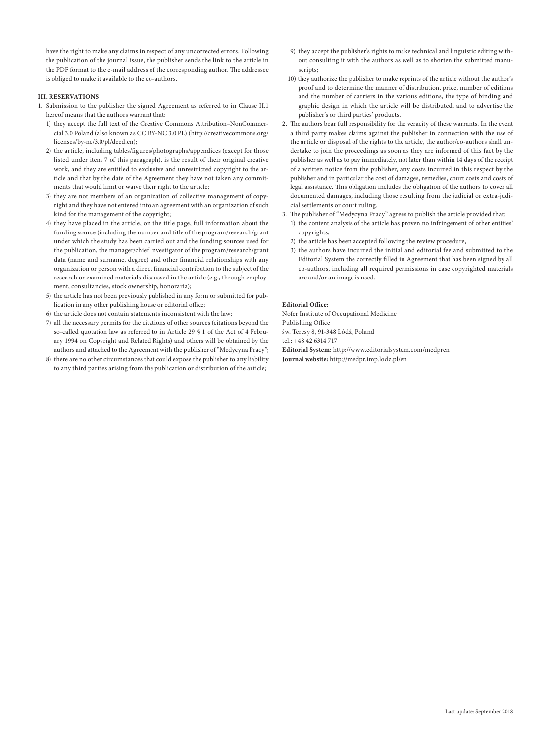have the right to make any claims in respect of any uncorrected errors. Following the publication of the journal issue, the publisher sends the link to the article in the PDF format to the e-mail address of the corresponding author. The addressee is obliged to make it available to the co-authors.

**III. RESERVATIONS**

1. Submission to the publisher the signed Agreement as referred to in Clause II.1 hereof means that the authors warrant that:
   1) they accept the full text of the Creative Commons Attribution–NonCommercial 3.0 Poland (also known as CC BY-NC 3.0 PL) (http://creativecommons.org/licenses/by-nc/3.0/pl/deed.en);
   2) the article, including tables/figures/photographs/appendices (except for those listed under item 7 of this paragraph), is the result of their original creative work, and they are entitled to exclusive and unrestricted copyright to the article and that by the date of the Agreement they have not taken any commitments that would limit or waive their right to the article;
   3) they are not members of an organization of collective management of copyright and they have not entered into an agreement with an organization of such kind for the management of the copyright;
   4) they have placed in the article, on the title page, full information about the funding source (including the number and title of the program/research/grant under which the study has been carried out and the funding sources used for the publication, the manager/chief investigator of the program/research/grant data (name and surname, degree) and other financial relationships with any organization or person with a direct financial contribution to the subject of the research or examined materials discussed in the article (e.g., through employment, consultancies, stock ownership, honoraria);
   5) the article has not been previously published in any form or submitted for publication in any other publishing house or editorial office;
   6) the article does not contain statements inconsistent with the law;
   7) all the necessary permits for the citations of other sources (citations beyond the so-called quotation law as referred to in Article 29 § 1 of the Act of 4 February 1994 on Copyright and Related Rights) and others will be obtained by the authors and attached to the Agreement with the publisher of "Medycyna Pracy";
   8) there are no other circumstances that could expose the publisher to any liability to any third parties arising from the publication or distribution of the article;
   9) they accept the publisher's rights to make technical and linguistic editing without consulting it with the authors as well as to shorten the submitted manuscripts;
   10) they authorize the publisher to make reprints of the article without the author's proof and to determine the manner of distribution, price, number of editions and the number of carriers in the various editions, the type of binding and graphic design in which the article will be distributed, and to advertise the publisher's or third parties' products.
2. The authors bear full responsibility for the veracity of these warrants. In the event a third party makes claims against the publisher in connection with the use of the article or disposal of the rights to the article, the author/co-authors shall undertake to join the proceedings as soon as they are informed of this fact by the publisher as well as to pay immediately, not later than within 14 days of the receipt of a written notice from the publisher, any costs incurred in this respect by the publisher and in particular the cost of damages, remedies, court costs and costs of legal assistance. This obligation includes the obligation of the authors to cover all documented damages, including those resulting from the judicial or extra-judicial settlements or court ruling.
3. The publisher of "Medycyna Pracy" agrees to publish the article provided that:
   1) the content analysis of the article has proven no infringement of other entities' copyrights,
   2) the article has been accepted following the review procedure,
   3) the authors have incurred the initial and editorial fee and submitted to the Editorial System the correctly filled in Agreement that has been signed by all co-authors, including all required permissions in case copyrighted materials are and/or an image is used.

**Editorial Office:**
Nofer Institute of Occupational Medicine
Publishing Office
św. Teresy 8, 91-348 Łódź, Poland
tel.: +48 42 6314 717
**Editorial System:** http://www.editorialsystem.com/medpren
**Journal website:** http://medpr.imp.lodz.pl/en

Last update: September 2018